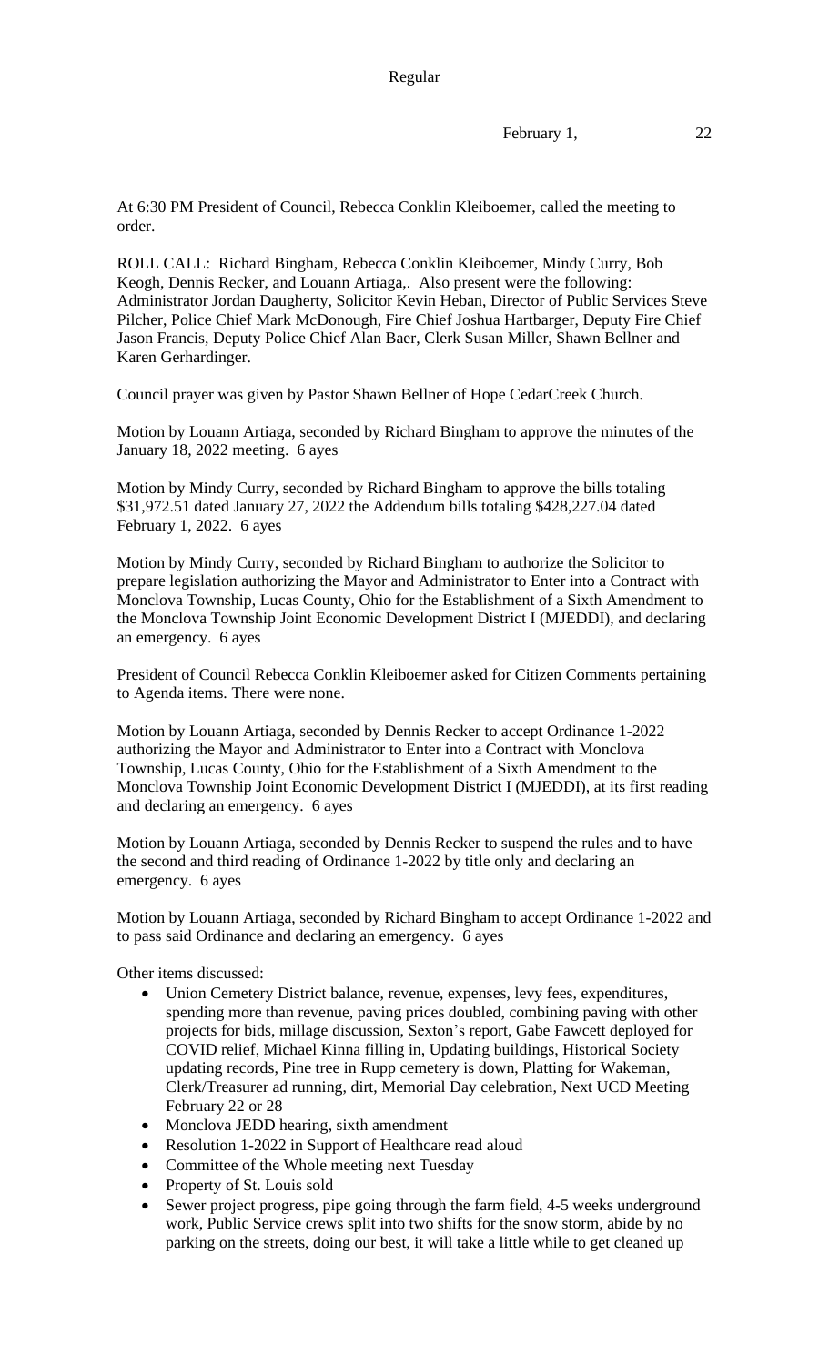Regular

February 1, 22

At 6:30 PM President of Council, Rebecca Conklin Kleiboemer, called the meeting to order.

ROLL CALL: Richard Bingham, Rebecca Conklin Kleiboemer, Mindy Curry, Bob Keogh, Dennis Recker, and Louann Artiaga,. Also present were the following: Administrator Jordan Daugherty, Solicitor Kevin Heban, Director of Public Services Steve Pilcher, Police Chief Mark McDonough, Fire Chief Joshua Hartbarger, Deputy Fire Chief Jason Francis, Deputy Police Chief Alan Baer, Clerk Susan Miller, Shawn Bellner and Karen Gerhardinger.

Council prayer was given by Pastor Shawn Bellner of Hope CedarCreek Church.

Motion by Louann Artiaga, seconded by Richard Bingham to approve the minutes of the January 18, 2022 meeting. 6 ayes

Motion by Mindy Curry, seconded by Richard Bingham to approve the bills totaling $31,972.51 dated January 27, 2022 the Addendum bills totaling $428,227.04 dated February 1, 2022. 6 ayes

Motion by Mindy Curry, seconded by Richard Bingham to authorize the Solicitor to prepare legislation authorizing the Mayor and Administrator to Enter into a Contract with Monclova Township, Lucas County, Ohio for the Establishment of a Sixth Amendment to the Monclova Township Joint Economic Development District I (MJEDDI), and declaring an emergency. 6 ayes

President of Council Rebecca Conklin Kleiboemer asked for Citizen Comments pertaining to Agenda items. There were none.

Motion by Louann Artiaga, seconded by Dennis Recker to accept Ordinance 1-2022 authorizing the Mayor and Administrator to Enter into a Contract with Monclova Township, Lucas County, Ohio for the Establishment of a Sixth Amendment to the Monclova Township Joint Economic Development District I (MJEDDI), at its first reading and declaring an emergency. 6 ayes

Motion by Louann Artiaga, seconded by Dennis Recker to suspend the rules and to have the second and third reading of Ordinance 1-2022 by title only and declaring an emergency. 6 ayes

Motion by Louann Artiaga, seconded by Richard Bingham to accept Ordinance 1-2022 and to pass said Ordinance and declaring an emergency. 6 ayes

Other items discussed:

- Union Cemetery District balance, revenue, expenses, levy fees, expenditures, spending more than revenue, paving prices doubled, combining paving with other projects for bids, millage discussion, Sexton's report, Gabe Fawcett deployed for COVID relief, Michael Kinna filling in, Updating buildings, Historical Society updating records, Pine tree in Rupp cemetery is down, Platting for Wakeman, Clerk/Treasurer ad running, dirt, Memorial Day celebration, Next UCD Meeting February 22 or 28
- Monclova JEDD hearing, sixth amendment
- Resolution 1-2022 in Support of Healthcare read aloud
- Committee of the Whole meeting next Tuesday
- Property of St. Louis sold
- Sewer project progress, pipe going through the farm field, 4-5 weeks underground work, Public Service crews split into two shifts for the snow storm, abide by no parking on the streets, doing our best, it will take a little while to get cleaned up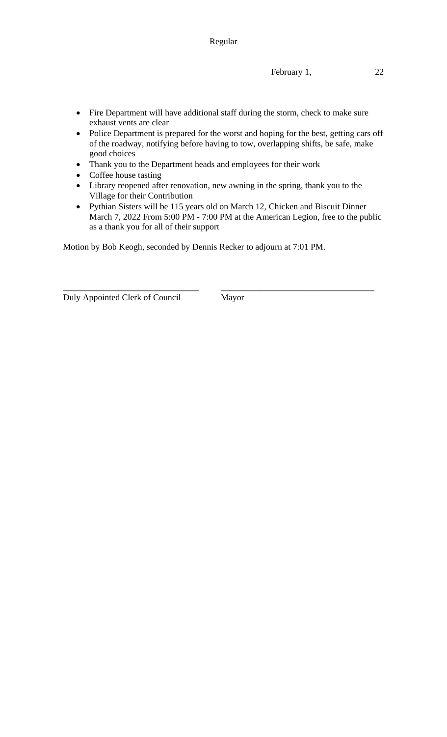- Fire Department will have additional staff during the storm, check to make sure exhaust vents are clear
- Police Department is prepared for the worst and hoping for the best, getting cars off of the roadway, notifying before having to tow, overlapping shifts, be safe, make good choices
- Thank you to the Department heads and employees for their work
- Coffee house tasting
- Library reopened after renovation, new awning in the spring, thank you to the Village for their Contribution
- Pythian Sisters will be 115 years old on March 12, Chicken and Biscuit Dinner March 7, 2022 From 5:00 PM - 7:00 PM at the American Legion, free to the public as a thank you for all of their support

Motion by Bob Keogh, seconded by Dennis Recker to adjourn at 7:01 PM.

_______________________________ ___________________________________

Duly Appointed Clerk of Council Mayor